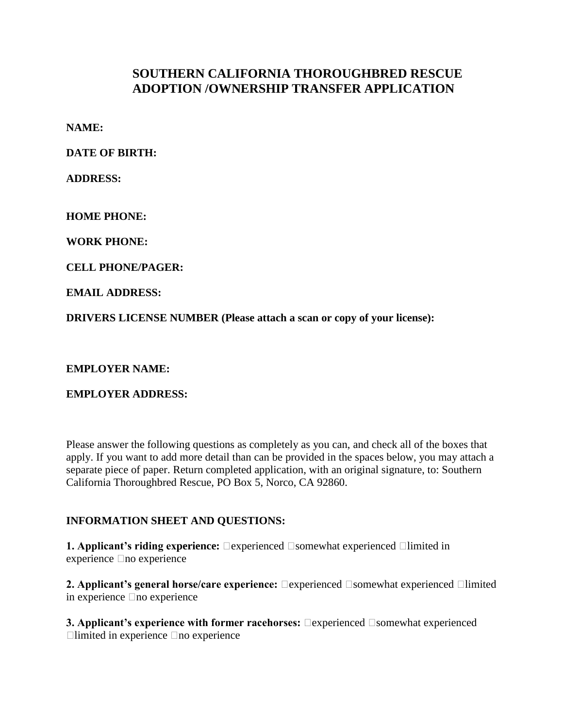# SOUTHERN CALIFORNIA THOROUGHBRED RESCUE ADOPTION /OWNERSHIP TRANSFER APPLICATION

**NAME:**

**DATE OF BIRTH:**

**ADDRESS:**

**HOME PHONE:**

**WORK PHONE:**

**CELL PHONE/PAGER:**

**EMAIL ADDRESS:**

**DRIVERS LICENSE NUMBER (Please attach a scan or copy of your license):**

**EMPLOYER NAME:**

**EMPLOYER ADDRESS:**

Please answer the following questions as completely as you can, and check all of the boxes that apply. If you want to add more detail than can be provided in the spaces below, you may attach a separate piece of paper. Return completed application, with an original signature, to: Southern California Thoroughbred Rescue, PO Box 5, Norco, CA 92860.

**INFORMATION SHEET AND QUESTIONS:**

**1. Applicant's riding experience:** ☐experienced ☐somewhat experienced ☐limited in experience ☐no experience

**2. Applicant's general horse/care experience:** ☐experienced ☐somewhat experienced ☐limited in experience ☐no experience

**3. Applicant's experience with former racehorses:** ☐experienced ☐somewhat experienced ☐limited in experience ☐no experience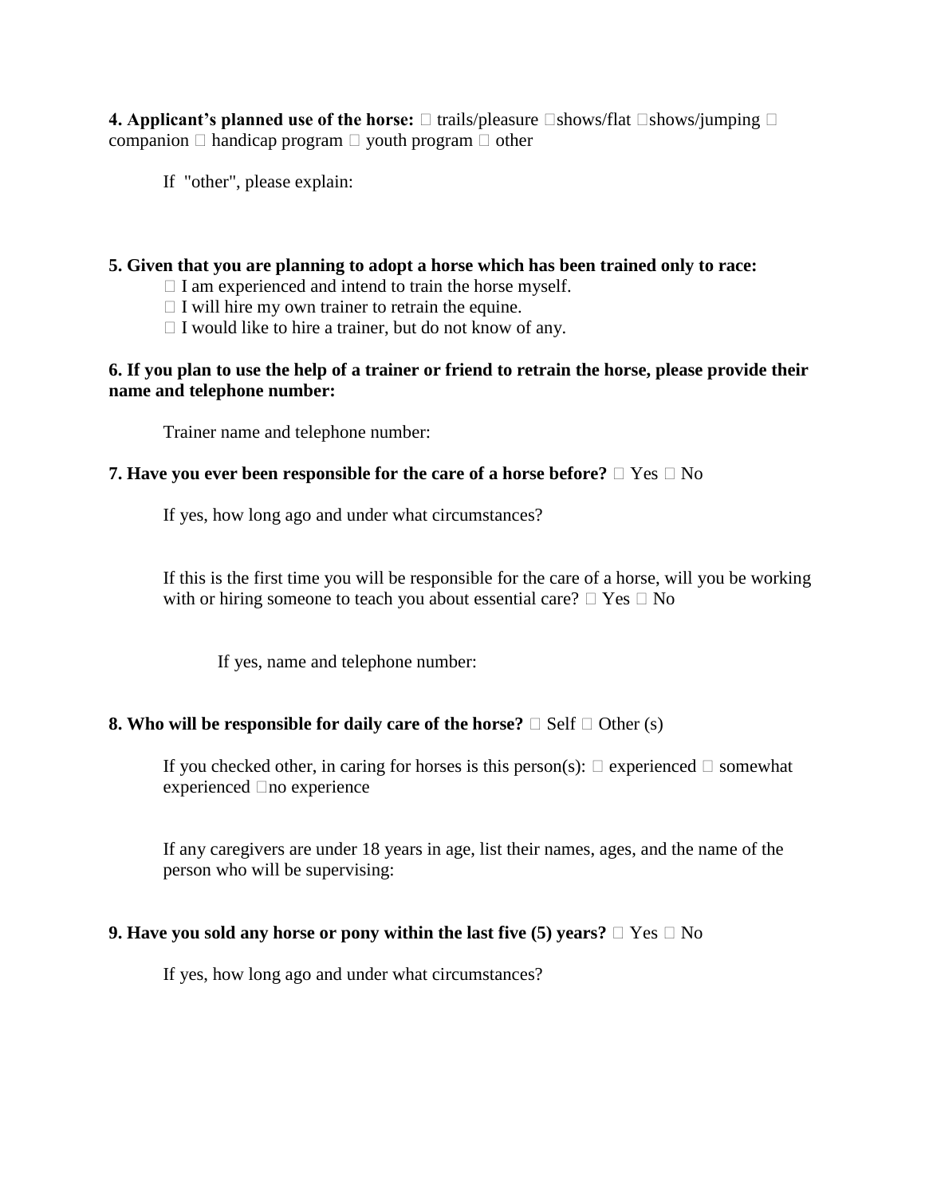**4. Applicant's planned use of the horse:** ☐ trails/pleasure ☐shows/flat ☐shows/jumping ☐ companion ☐ handicap program ☐ youth program ☐ other

If "other", please explain:

**5. Given that you are planning to adopt a horse which has been trained only to race:**

☐ I am experienced and intend to train the horse myself.
☐ I will hire my own trainer to retrain the equine.
☐ I would like to hire a trainer, but do not know of any.

**6. If you plan to use the help of a trainer or friend to retrain the horse, please provide their name and telephone number:**

Trainer name and telephone number:

**7. Have you ever been responsible for the care of a horse before?** ☐ Yes ☐ No

If yes, how long ago and under what circumstances?

If this is the first time you will be responsible for the care of a horse, will you be working with or hiring someone to teach you about essential care? ☐ Yes ☐ No

If yes, name and telephone number:

**8. Who will be responsible for daily care of the horse?** ☐ Self ☐ Other (s)

If you checked other, in caring for horses is this person(s): ☐ experienced ☐ somewhat experienced ☐no experience

If any caregivers are under 18 years in age, list their names, ages, and the name of the person who will be supervising:

**9. Have you sold any horse or pony within the last five (5) years?** ☐ Yes ☐ No

If yes, how long ago and under what circumstances?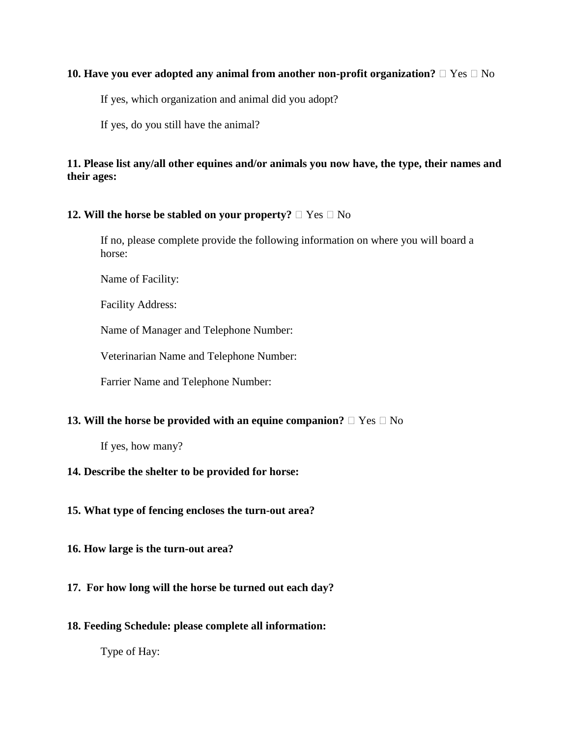**10. Have you ever adopted any animal from another non-profit organization?** ☐ Yes ☐ No

If yes, which organization and animal did you adopt?

If yes, do you still have the animal?

**11. Please list any/all other equines and/or animals you now have, the type, their names and their ages:**

**12. Will the horse be stabled on your property?** ☐ Yes ☐ No

If no, please complete provide the following information on where you will board a horse:

Name of Facility:

Facility Address:

Name of Manager and Telephone Number:

Veterinarian Name and Telephone Number:

Farrier Name and Telephone Number:

**13. Will the horse be provided with an equine companion?** ☐ Yes ☐ No

If yes, how many?

**14. Describe the shelter to be provided for horse:**

**15. What type of fencing encloses the turn-out area?**

**16. How large is the turn-out area?**

**17. For how long will the horse be turned out each day?**

**18. Feeding Schedule: please complete all information:**

Type of Hay: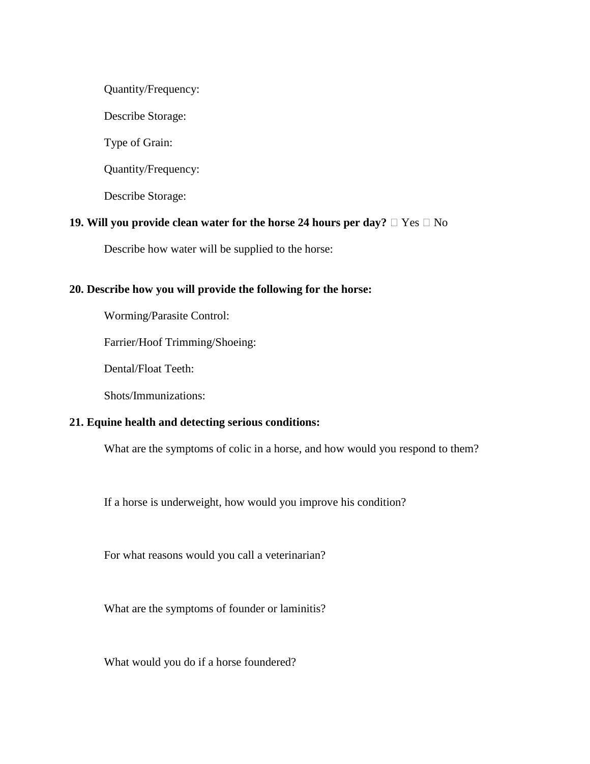Quantity/Frequency:

Describe Storage:

Type of Grain:

Quantity/Frequency:

Describe Storage:

**19. Will you provide clean water for the horse 24 hours per day?** ☐ Yes ☐ No

Describe how water will be supplied to the horse:

**20. Describe how you will provide the following for the horse:**

Worming/Parasite Control:

Farrier/Hoof Trimming/Shoeing:

Dental/Float Teeth:

Shots/Immunizations:

**21. Equine health and detecting serious conditions:**

What are the symptoms of colic in a horse, and how would you respond to them?

If a horse is underweight, how would you improve his condition?

For what reasons would you call a veterinarian?

What are the symptoms of founder or laminitis?

What would you do if a horse foundered?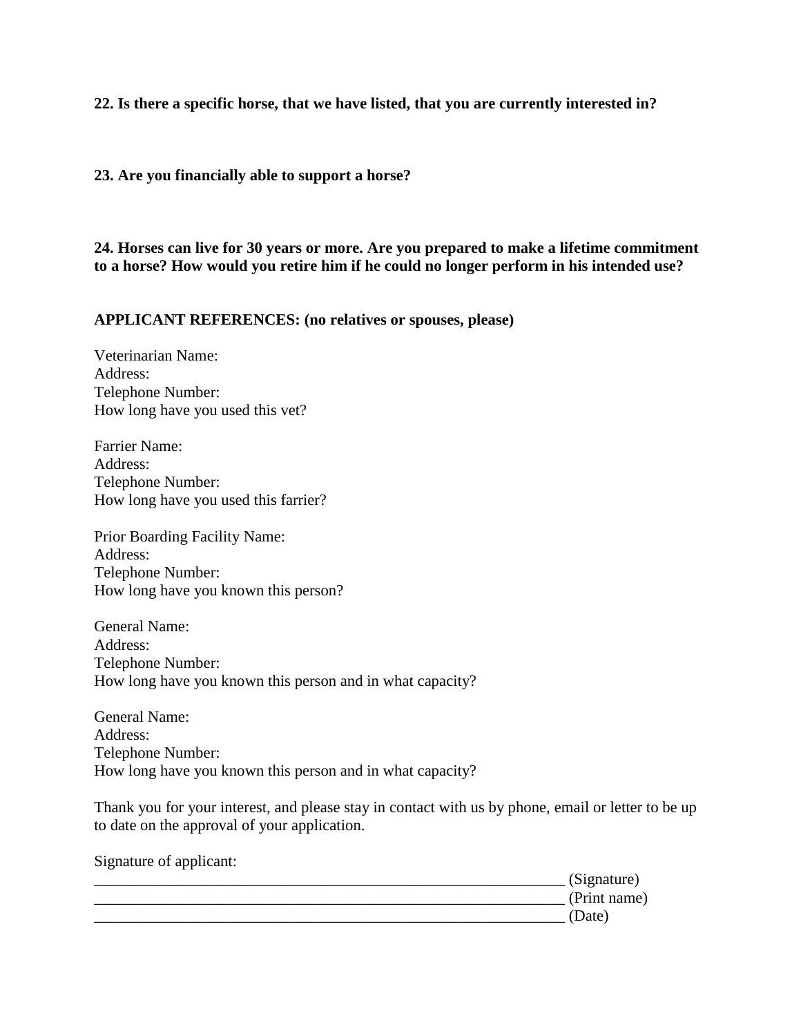**22. Is there a specific horse, that we have listed, that you are currently interested in?**

**23. Are you financially able to support a horse?**

**24. Horses can live for 30 years or more. Are you prepared to make a lifetime commitment to a horse? How would you retire him if he could no longer perform in his intended use?**

**APPLICANT REFERENCES: (no relatives or spouses, please)**

Veterinarian Name:
Address:
Telephone Number:
How long have you used this vet?

Farrier Name:
Address:
Telephone Number:
How long have you used this farrier?

Prior Boarding Facility Name:
Address:
Telephone Number:
How long have you known this person?

General Name:
Address:
Telephone Number:
How long have you known this person and in what capacity?

General Name:
Address:
Telephone Number:
How long have you known this person and in what capacity?

Thank you for your interest, and please stay in contact with us by phone, email or letter to be up to date on the approval of your application.

Signature of applicant:

______________________________________________________________ (Signature)
______________________________________________________________ (Print name)
______________________________________________________________ (Date)